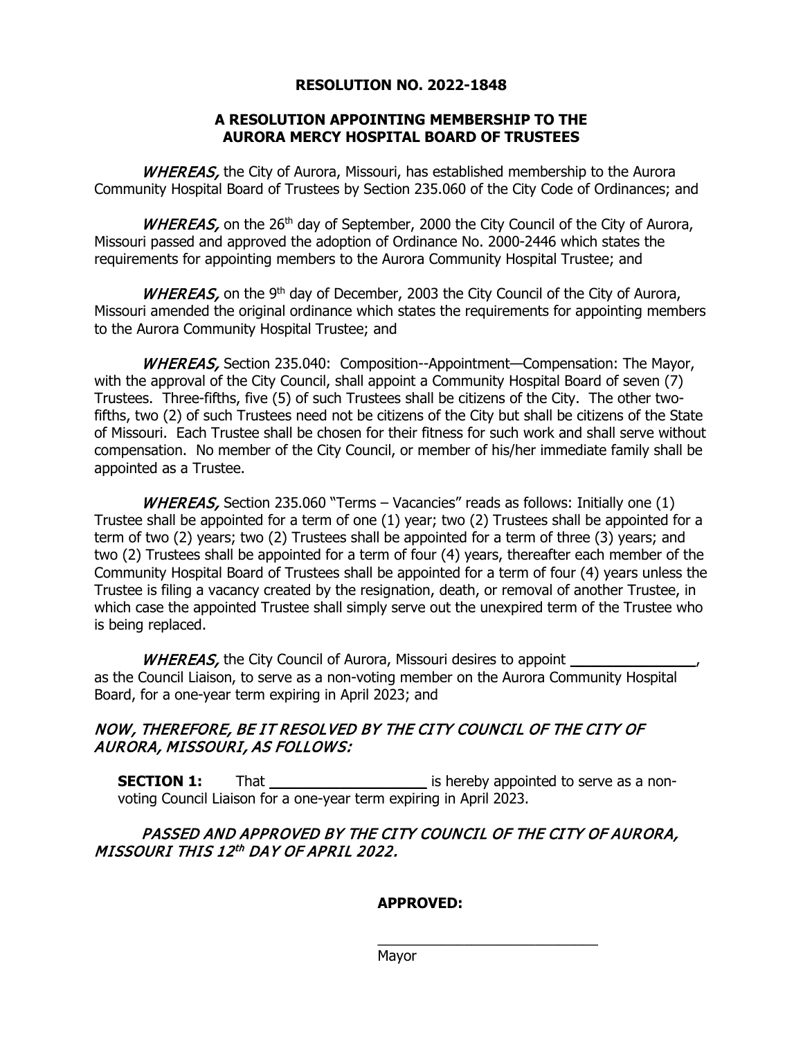**RESOLUTION NO. 2022-1848**

**A RESOLUTION APPOINTING MEMBERSHIP TO THE AURORA MERCY HOSPITAL BOARD OF TRUSTEES**

*WHEREAS,* the City of Aurora, Missouri, has established membership to the Aurora Community Hospital Board of Trustees by Section 235.060 of the City Code of Ordinances; and

*WHEREAS,* on the 26th day of September, 2000 the City Council of the City of Aurora, Missouri passed and approved the adoption of Ordinance No. 2000-2446 which states the requirements for appointing members to the Aurora Community Hospital Trustee; and

*WHEREAS,* on the 9th day of December, 2003 the City Council of the City of Aurora, Missouri amended the original ordinance which states the requirements for appointing members to the Aurora Community Hospital Trustee; and

*WHEREAS,* Section 235.040: Composition--Appointment—Compensation: The Mayor, with the approval of the City Council, shall appoint a Community Hospital Board of seven (7) Trustees. Three-fifths, five (5) of such Trustees shall be citizens of the City. The other two-fifths, two (2) of such Trustees need not be citizens of the City but shall be citizens of the State of Missouri. Each Trustee shall be chosen for their fitness for such work and shall serve without compensation. No member of the City Council, or member of his/her immediate family shall be appointed as a Trustee.

*WHEREAS,* Section 235.060 "Terms – Vacancies" reads as follows: Initially one (1) Trustee shall be appointed for a term of one (1) year; two (2) Trustees shall be appointed for a term of two (2) years; two (2) Trustees shall be appointed for a term of three (3) years; and two (2) Trustees shall be appointed for a term of four (4) years, thereafter each member of the Community Hospital Board of Trustees shall be appointed for a term of four (4) years unless the Trustee is filing a vacancy created by the resignation, death, or removal of another Trustee, in which case the appointed Trustee shall simply serve out the unexpired term of the Trustee who is being replaced.

*WHEREAS,* the City Council of Aurora, Missouri desires to appoint _______________, as the Council Liaison, to serve as a non-voting member on the Aurora Community Hospital Board, for a one-year term expiring in April 2023; and

*NOW, THEREFORE, BE IT RESOLVED BY THE CITY COUNCIL OF THE CITY OF AURORA, MISSOURI, AS FOLLOWS:*

**SECTION 1:** That ___________________ is hereby appointed to serve as a non-voting Council Liaison for a one-year term expiring in April 2023.

*PASSED AND APPROVED BY THE CITY COUNCIL OF THE CITY OF AURORA, MISSOURI THIS 12th DAY OF APRIL 2022.*

**APPROVED:**

____________________________
Mayor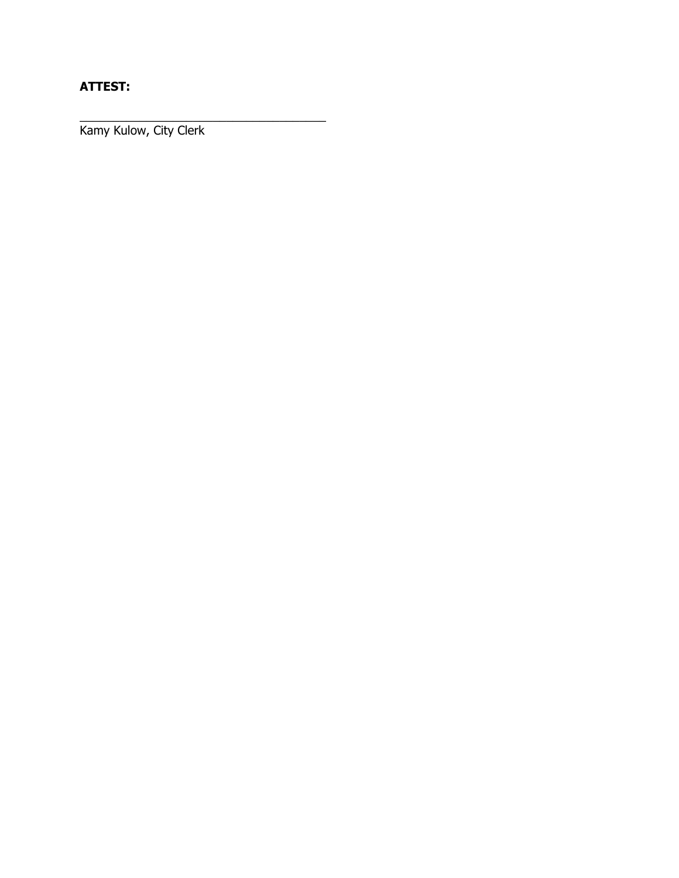**ATTEST:**

\_\_\_\_\_\_\_\_\_\_\_\_\_\_\_\_\_\_\_\_\_\_\_\_\_\_\_\_\_\_\_\_\_\_\_\_\_\_\_

Kamy Kulow, City Clerk